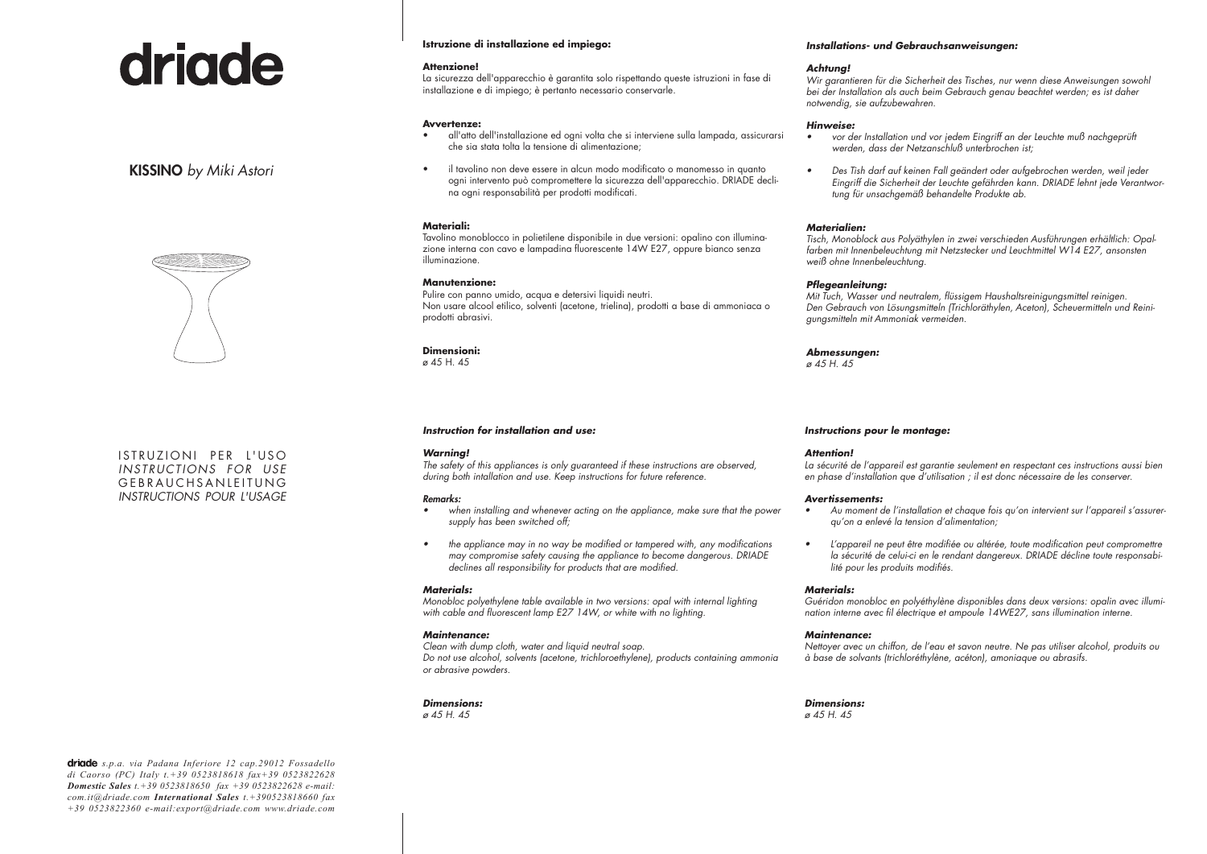# driade

**KISSINO** *by Miki Astori*

ISTRUZIONI PER L'USO
*INSTRUCTIONS FOR USE*
GEBRAUCHSANLEITUNG
*INSTRUCTIONS POUR L'USAGE*

**driade** *s.p.a. via Padana Inferiore 12 cap.29012 Fossadello di Caorso (PC) Italy t.+39 0523818618 fax+39 0523822628* ***Domestic Sales*** *t.+39 0523818650 fax +39 0523822628 e-mail: com.it@driade.com* ***International Sales*** *t.+390523818660 fax +39 0523822360 e-mail:export@driade.com www.driade.com*

**Istruzione di installazione ed impiego:**

**Attenzione!**
La sicurezza dell'apparecchio è garantita solo rispettando queste istruzioni in fase di installazione e di impiego; è pertanto necessario conservarle.

**Avvertenze:**

- all'atto dell'installazione ed ogni volta che si interviene sulla lampada, assicurarsi che sia stata tolta la tensione di alimentazione;
- il tavolino non deve essere in alcun modo modificato o manomesso in quanto ogni intervento può compromettere la sicurezza dell'apparecchio. DRIADE declina ogni responsabilità per prodotti modificati.

**Materiali:**
Tavolino monoblocco in polietilene disponibile in due versioni: opalino con illuminazione interna con cavo e lampadina fluorescente 14W E27, oppure bianco senza illuminazione.

**Manutenzione:**
Pulire con panno umido, acqua e detersivi liquidi neutri.
Non usare alcool etilico, solventi (acetone, trielina), prodotti a base di ammoniaca o prodotti abrasivi.

**Dimensioni:**
ø 45 H. 45

***Installations- und Gebrauchsanweisungen:***

***Achtung!***
*Wir garantieren für die Sicherheit des Tisches, nur wenn diese Anweisungen sowohl bei der Installation als auch beim Gebrauch genau beachtet werden; es ist daher notwendig, sie aufzubewahren.*

***Hinweise:***

- *vor der Installation und vor jedem Eingriff an der Leuchte muß nachgeprüft werden, dass der Netzanschluß unterbrochen ist;*
- *Des Tish darf auf keinen Fall geändert oder aufgebrochen werden, weil jeder Eingriff die Sicherheit der Leuchte gefährden kann. DRIADE lehnt jede Verantwortung für unsachgemäß behandelte Produkte ab.*

***Materialien:***
*Tisch, Monoblock aus Polyäthylen in zwei verschieden Ausführungen erhältlich: Opalfarben mit Innenbeleuchtung mit Netzstecker und Leuchtmittel W14 E27, ansonsten weiß ohne Innenbeleuchtung.*

***Pflegeanleitung:***
*Mit Tuch, Wasser und neutralem, flüssigem Haushaltsreinigungsmittel reinigen. Den Gebrauch von Lösungsmitteln (Trichloräthylen, Aceton), Scheuermitteln und Reinigungsmitteln mit Ammoniak vermeiden.*

***Abmessungen:***
*ø 45 H. 45*

***Instruction for installation and use:***

***Warning!***
*The safety of this appliances is only guaranteed if these instructions are observed, during both intallation and use. Keep instructions for future reference.*

***Remarks:***

- *when installing and whenever acting on the appliance, make sure that the power supply has been switched off;*
- *the appliance may in no way be modified or tampered with, any modifications may compromise safety causing the appliance to become dangerous. DRIADE declines all responsibility for products that are modified.*

***Materials:***
*Monobloc polyethylene table available in two versions: opal with internal lighting with cable and fluorescent lamp E27 14W, or white with no lighting.*

***Maintenance:***
*Clean with dump cloth, water and liquid neutral soap.*
*Do not use alcohol, solvents (acetone, trichloroethylene), products containing ammonia or abrasive powders.*

***Dimensions:***
*ø 45 H. 45*

***Instructions pour le montage:***

***Attention!***
*La sécurité de l'appareil est garantie seulement en respectant ces instructions aussi bien en phase d'installation que d'utilisation ; il est donc nécessaire de les conserver.*

***Avertissements:***

- *Au moment de l'installation et chaque fois qu'on intervient sur l'appareil s'assurer-qu'on a enlevé la tension d'alimentation;*
- *L'appareil ne peut être modifiée ou altérée, toute modification peut compromettre la sécurité de celui-ci en le rendant dangereux. DRIADE décline toute responsabilité pour les produits modifiés.*

***Materials:***
*Guéridon monobloc en polyéthylène disponibles dans deux versions: opalin avec illumination interne avec fil électrique et ampoule 14WE27, sans illumination interne.*

***Maintenance:***
*Nettoyer avec un chiffon, de l'eau et savon neutre. Ne pas utiliser alcohol, produits ou à base de solvants (trichloréthylène, acéton), amoniaque ou abrasifs.*

***Dimensions:***
*ø 45 H. 45*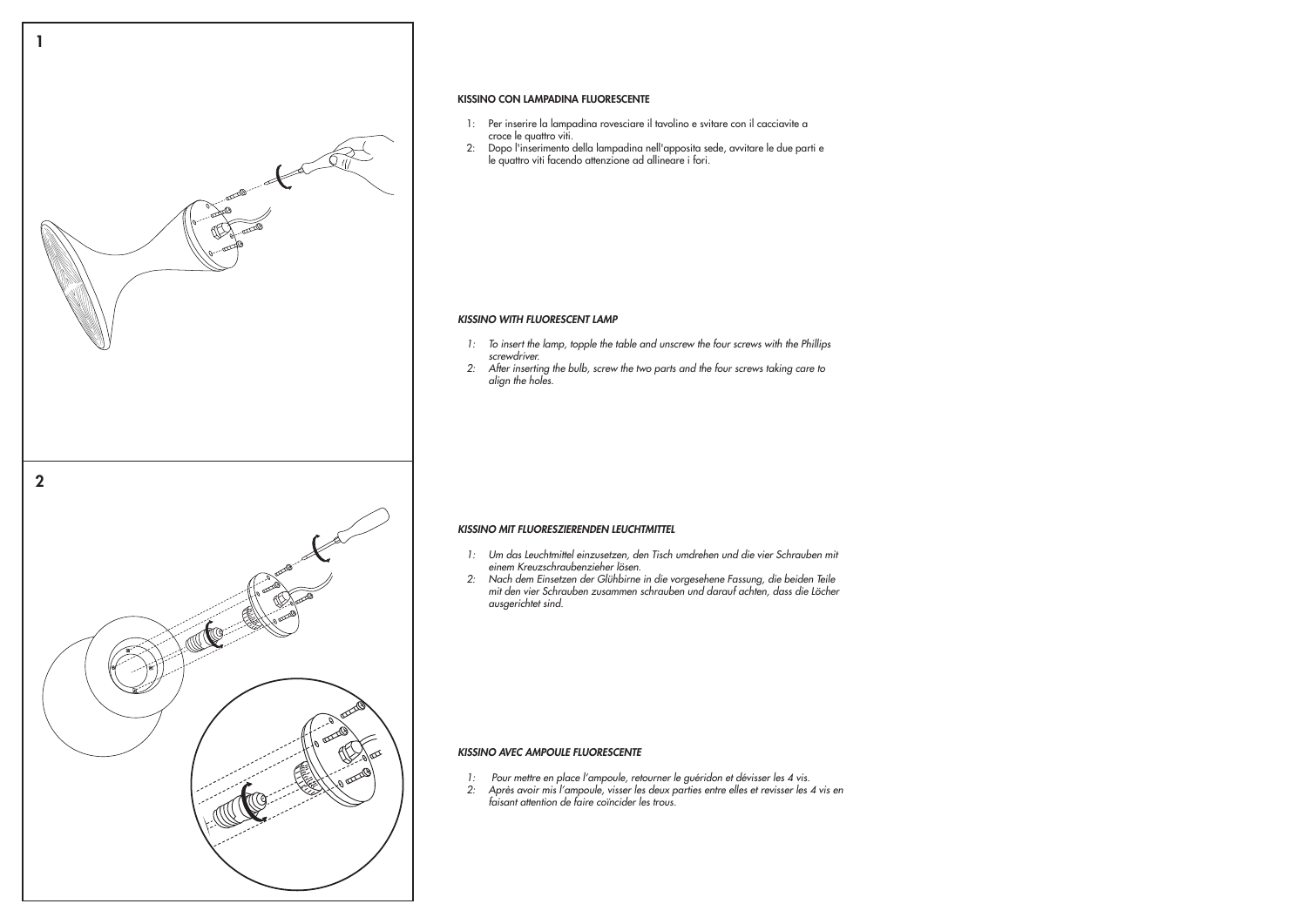1

2

### KISSINO CON LAMPADINA FLUORESCENTE

1: Per inserire la lampadina rovesciare il tavolino e svitare con il cacciavite a croce le quattro viti.
2: Dopo l'inserimento della lampadina nell'apposita sede, avvitare le due parti e le quattro viti facendo attenzione ad allineare i fori.

### *KISSINO WITH FLUORESCENT LAMP*

*1: To insert the lamp, topple the table and unscrew the four screws with the Phillips screwdriver.*
*2: After inserting the bulb, screw the two parts and the four screws taking care to align the holes.*

### *KISSINO MIT FLUORESZIERENDEN LEUCHTMITTEL*

*1: Um das Leuchtmittel einzusetzen, den Tisch umdrehen und die vier Schrauben mit einem Kreuzschraubenzieher lösen.*
*2: Nach dem Einsetzen der Glühbirne in die vorgesehene Fassung, die beiden Teile mit den vier Schrauben zusammen schrauben und darauf achten, dass die Löcher ausgerichtet sind.*

### *KISSINO AVEC AMPOULE FLUORESCENTE*

*1: Pour mettre en place l'ampoule, retourner le guéridon et dévisser les 4 vis.*
*2: Après avoir mis l'ampoule, visser les deux parties entre elles et revisser les 4 vis en faisant attention de faire coïncider les trous.*